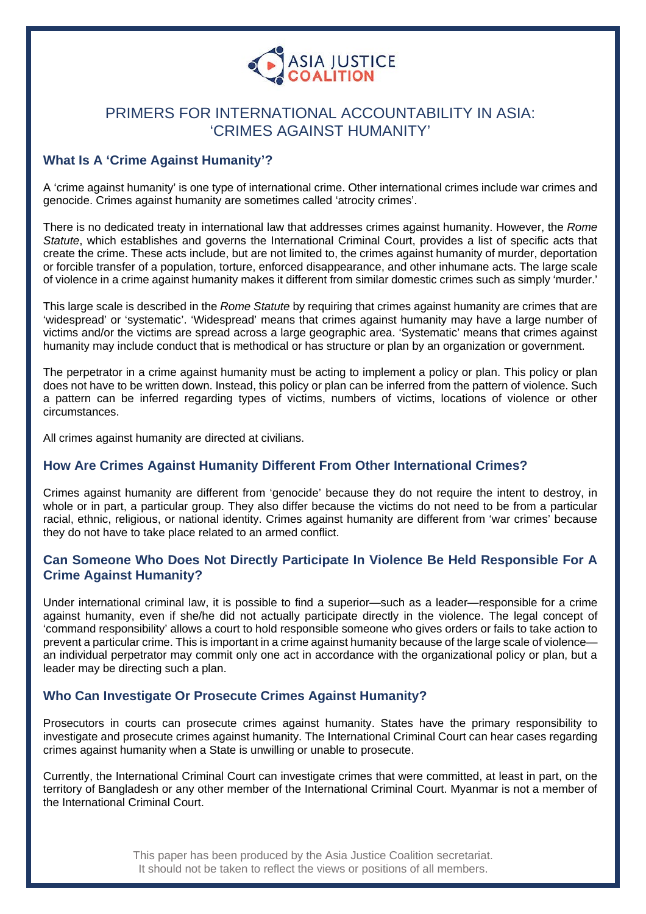ASIA JUSTICE COALITION

# PRIMERS FOR INTERNATIONAL ACCOUNTABILITY IN ASIA: 'CRIMES AGAINST HUMANITY'

## What Is A 'Crime Against Humanity'?

A 'crime against humanity' is one type of international crime. Other international crimes include war crimes and genocide. Crimes against humanity are sometimes called 'atrocity crimes'.

There is no dedicated treaty in international law that addresses crimes against humanity. However, the *Rome Statute*, which establishes and governs the International Criminal Court, provides a list of specific acts that create the crime. These acts include, but are not limited to, the crimes against humanity of murder, deportation or forcible transfer of a population, torture, enforced disappearance, and other inhumane acts. The large scale of violence in a crime against humanity makes it different from similar domestic crimes such as simply 'murder.'

This large scale is described in the *Rome Statute* by requiring that crimes against humanity are crimes that are 'widespread' or 'systematic'. 'Widespread' means that crimes against humanity may have a large number of victims and/or the victims are spread across a large geographic area. 'Systematic' means that crimes against humanity may include conduct that is methodical or has structure or plan by an organization or government.

The perpetrator in a crime against humanity must be acting to implement a policy or plan. This policy or plan does not have to be written down. Instead, this policy or plan can be inferred from the pattern of violence. Such a pattern can be inferred regarding types of victims, numbers of victims, locations of violence or other circumstances.

All crimes against humanity are directed at civilians.

## How Are Crimes Against Humanity Different From Other International Crimes?

Crimes against humanity are different from 'genocide' because they do not require the intent to destroy, in whole or in part, a particular group. They also differ because the victims do not need to be from a particular racial, ethnic, religious, or national identity. Crimes against humanity are different from 'war crimes' because they do not have to take place related to an armed conflict.

## Can Someone Who Does Not Directly Participate In Violence Be Held Responsible For A Crime Against Humanity?

Under international criminal law, it is possible to find a superior—such as a leader—responsible for a crime against humanity, even if she/he did not actually participate directly in the violence. The legal concept of 'command responsibility' allows a court to hold responsible someone who gives orders or fails to take action to prevent a particular crime. This is important in a crime against humanity because of the large scale of violence—an individual perpetrator may commit only one act in accordance with the organizational policy or plan, but a leader may be directing such a plan.

## Who Can Investigate Or Prosecute Crimes Against Humanity?

Prosecutors in courts can prosecute crimes against humanity. States have the primary responsibility to investigate and prosecute crimes against humanity. The International Criminal Court can hear cases regarding crimes against humanity when a State is unwilling or unable to prosecute.

Currently, the International Criminal Court can investigate crimes that were committed, at least in part, on the territory of Bangladesh or any other member of the International Criminal Court. Myanmar is not a member of the International Criminal Court.

This paper has been produced by the Asia Justice Coalition secretariat.
It should not be taken to reflect the views or positions of all members.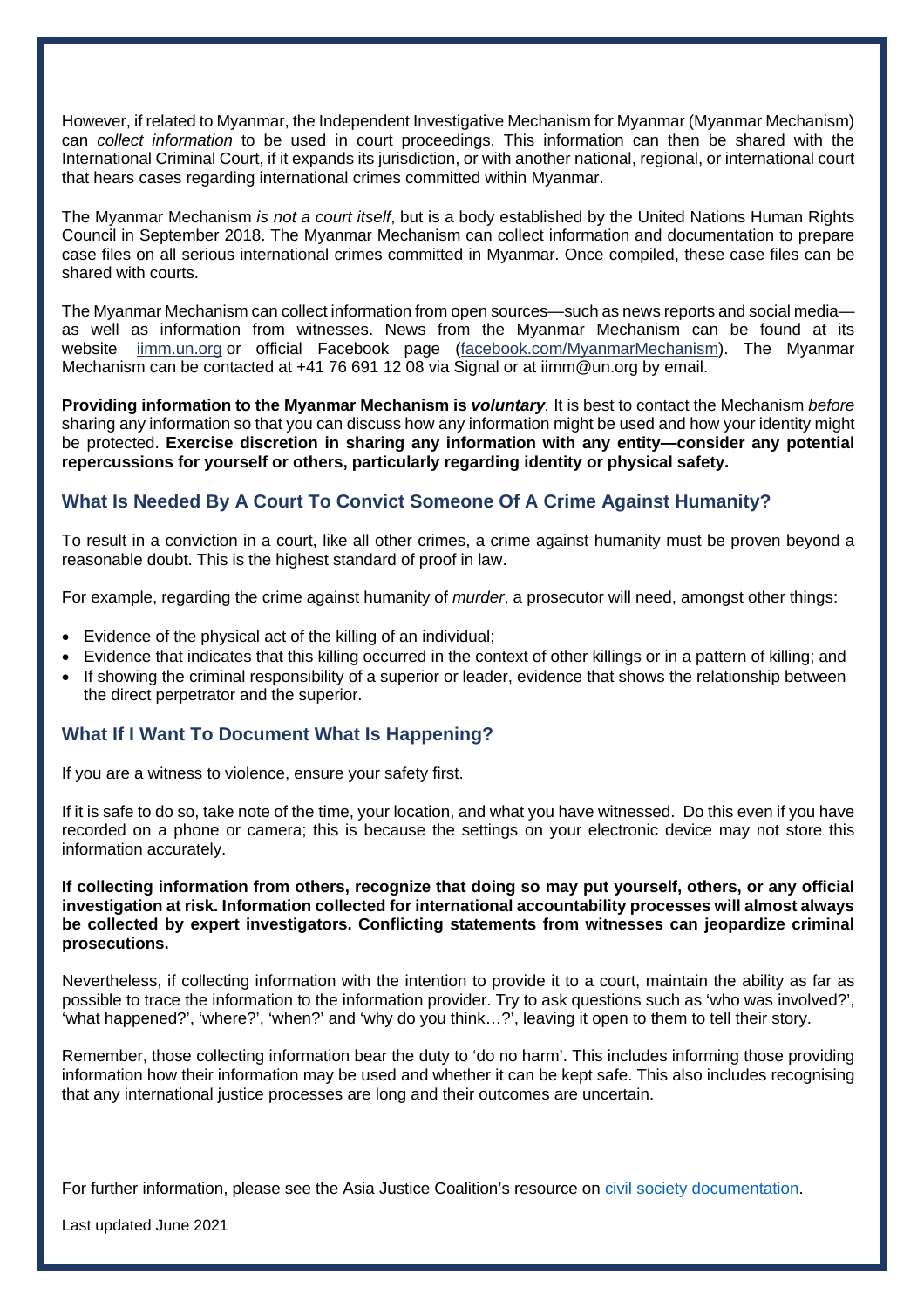However, if related to Myanmar, the Independent Investigative Mechanism for Myanmar (Myanmar Mechanism) can *collect information* to be used in court proceedings. This information can then be shared with the International Criminal Court, if it expands its jurisdiction, or with another national, regional, or international court that hears cases regarding international crimes committed within Myanmar.

The Myanmar Mechanism *is not a court itself*, but is a body established by the United Nations Human Rights Council in September 2018. The Myanmar Mechanism can collect information and documentation to prepare case files on all serious international crimes committed in Myanmar. Once compiled, these case files can be shared with courts.

The Myanmar Mechanism can collect information from open sources—such as news reports and social media—as well as information from witnesses. News from the Myanmar Mechanism can be found at its website [iimm.un.org](iimm.un.org) or official Facebook page ([facebook.com/MyanmarMechanism](facebook.com/MyanmarMechanism)). The Myanmar Mechanism can be contacted at +41 76 691 12 08 via Signal or at iimm@un.org by email.

**Providing information to the Myanmar Mechanism is *voluntary*.** It is best to contact the Mechanism *before* sharing any information so that you can discuss how any information might be used and how your identity might be protected. **Exercise discretion in sharing any information with any entity—consider any potential repercussions for yourself or others, particularly regarding identity or physical safety.**

## What Is Needed By A Court To Convict Someone Of A Crime Against Humanity?

To result in a conviction in a court, like all other crimes, a crime against humanity must be proven beyond a reasonable doubt. This is the highest standard of proof in law.

For example, regarding the crime against humanity of *murder*, a prosecutor will need, amongst other things:

- Evidence of the physical act of the killing of an individual;
- Evidence that indicates that this killing occurred in the context of other killings or in a pattern of killing; and
- If showing the criminal responsibility of a superior or leader, evidence that shows the relationship between the direct perpetrator and the superior.

## What If I Want To Document What Is Happening?

If you are a witness to violence, ensure your safety first.

If it is safe to do so, take note of the time, your location, and what you have witnessed. Do this even if you have recorded on a phone or camera; this is because the settings on your electronic device may not store this information accurately.

**If collecting information from others, recognize that doing so may put yourself, others, or any official investigation at risk. Information collected for international accountability processes will almost always be collected by expert investigators. Conflicting statements from witnesses can jeopardize criminal prosecutions.**

Nevertheless, if collecting information with the intention to provide it to a court, maintain the ability as far as possible to trace the information to the information provider. Try to ask questions such as 'who was involved?', 'what happened?', 'where?', 'when?' and 'why do you think…?', leaving it open to them to tell their story.

Remember, those collecting information bear the duty to 'do no harm'. This includes informing those providing information how their information may be used and whether it can be kept safe. This also includes recognising that any international justice processes are long and their outcomes are uncertain.

For further information, please see the Asia Justice Coalition's resource on civil society documentation.

Last updated June 2021